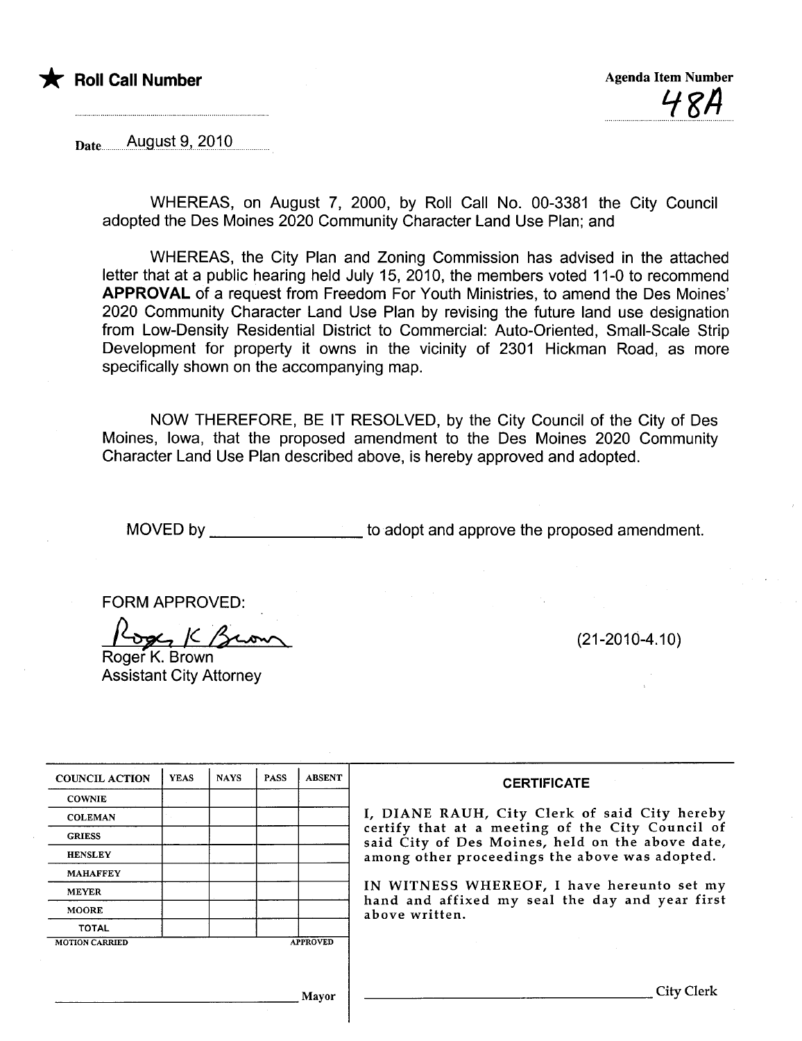★ **Roll Call Number**

Agenda Item Number

48A

Date August 9, 2010

WHEREAS, on August 7, 2000, by Roll Call No. 00-3381 the City Council adopted the Des Moines 2020 Community Character Land Use Plan; and

WHEREAS, the City Plan and Zoning Commission has advised in the attached letter that at a public hearing held July 15, 2010, the members voted 11-0 to recommend **APPROVAL** of a request from Freedom For Youth Ministries, to amend the Des Moines' 2020 Community Character Land Use Plan by revising the future land use designation from Low-Density Residential District to Commercial: Auto-Oriented, Small-Scale Strip Development for property it owns in the vicinity of 2301 Hickman Road, as more specifically shown on the accompanying map.

NOW THEREFORE, BE IT RESOLVED, by the City Council of the City of Des Moines, Iowa, that the proposed amendment to the Des Moines 2020 Community Character Land Use Plan described above, is hereby approved and adopted.

MOVED by ________________ to adopt and approve the proposed amendment.

FORM APPROVED:

Roger K. Brown

Roger K. Brown
Assistant City Attorney

(21-2010-4.10)

| COUNCIL ACTION | YEAS | NAYS | PASS | ABSENT |
|---|---|---|---|---|
| COWNIE | | | | |
| COLEMAN | | | | |
| GRIESS | | | | |
| HENSLEY | | | | |
| MAHAFFEY | | | | |
| MEYER | | | | |
| MOORE | | | | |
| TOTAL | | | | |
| MOTION CARRIED | | | | APPROVED |

________________________________ Mayor

**CERTIFICATE**

I, DIANE RAUH, City Clerk of said City hereby certify that at a meeting of the City Council of said City of Des Moines, held on the above date, among other proceedings the above was adopted.

IN WITNESS WHEREOF, I have hereunto set my hand and affixed my seal the day and year first above written.

________________________________ City Clerk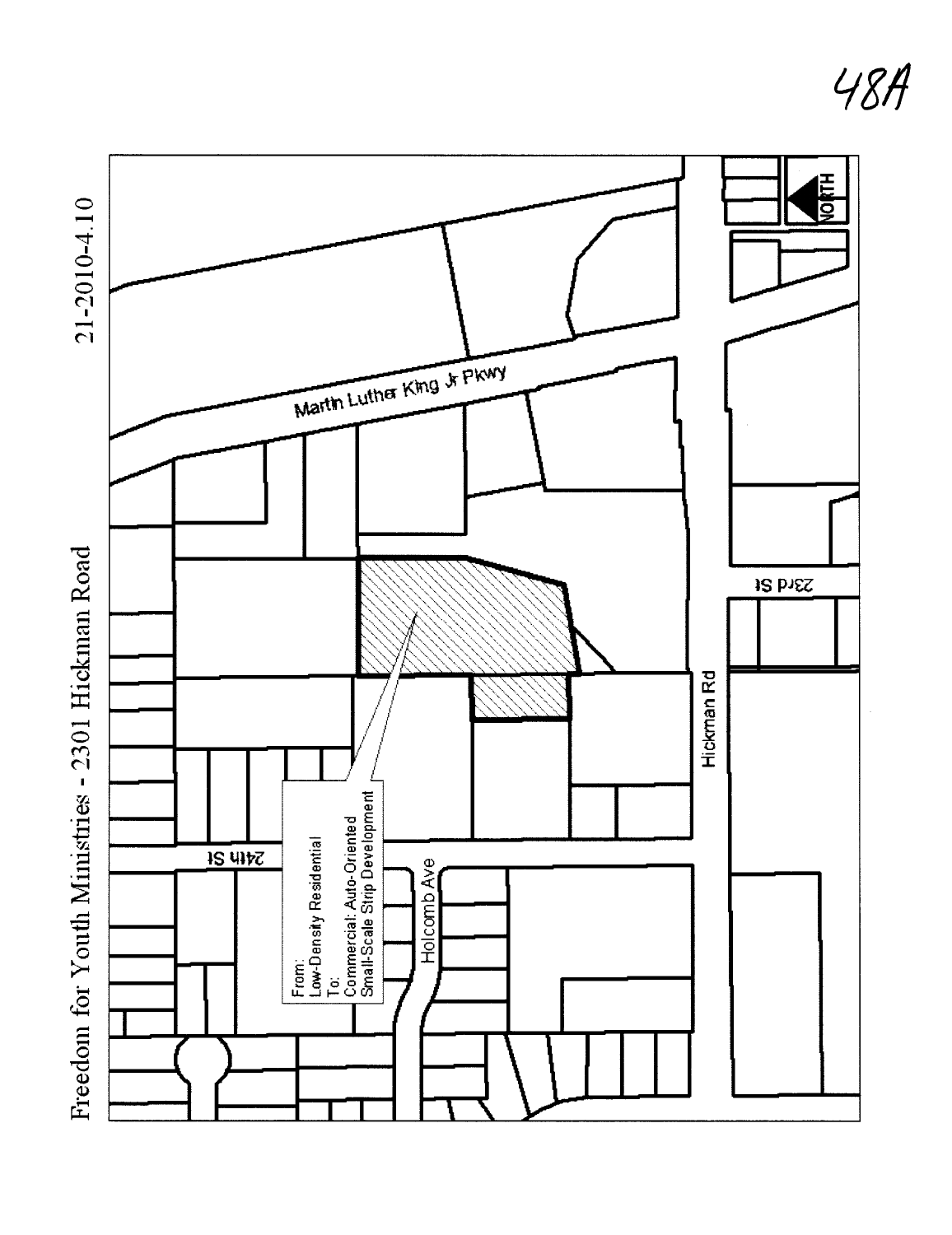48A

# Freedom for Youth Ministries - 2301 Hickman Road

21-2010-4.10

Martin Luther King Jr Pkwy

23rd St

Hickman Rd

24th St

Holcomb Ave

From:
Low-Density Residential
To:
Commercial: Auto-Oriented
Small-Scale Strip Development

NORTH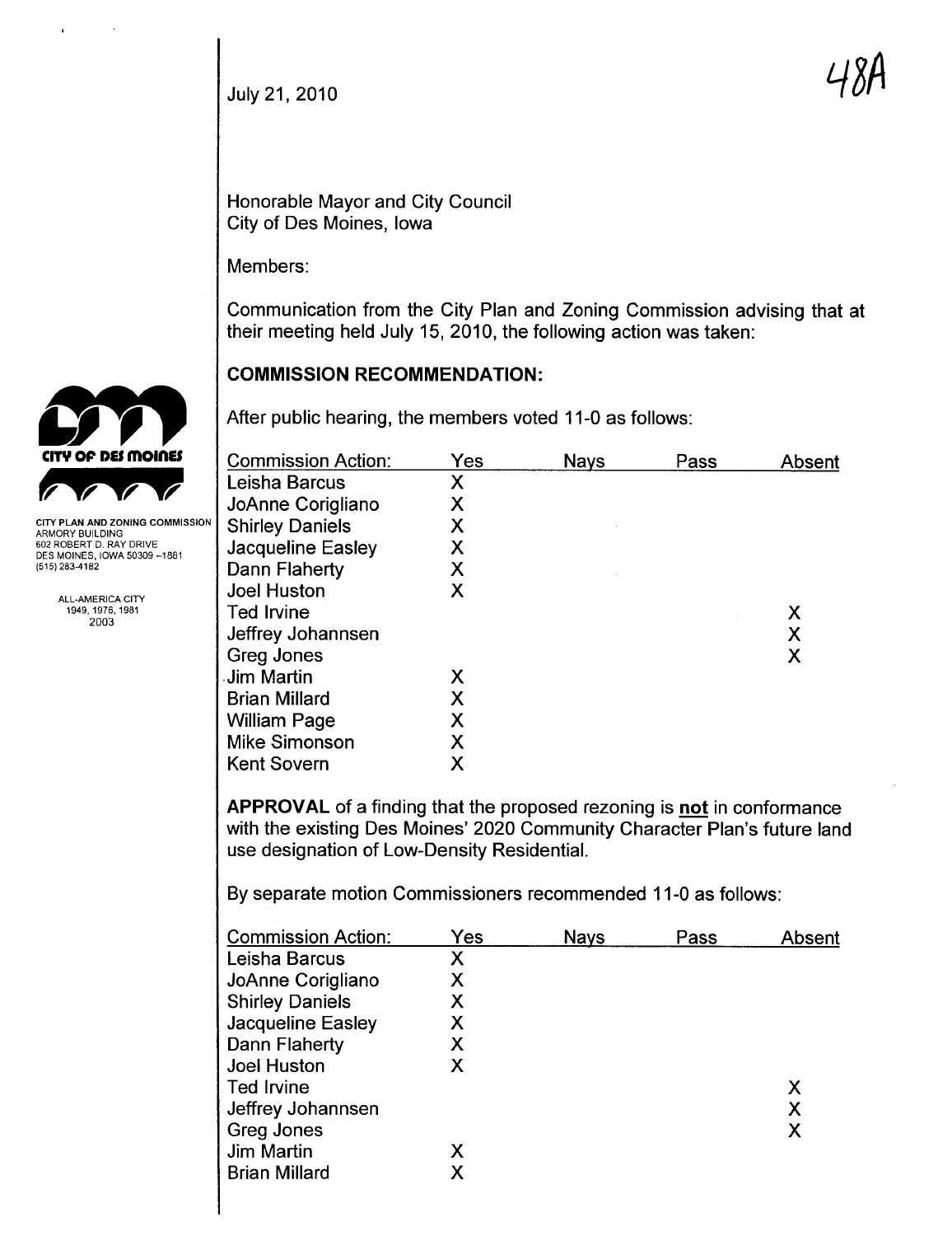48A

July 21, 2010

CITY PLAN AND ZONING COMMISSION
ARMORY BUILDING
602 ROBERT D. RAY DRIVE
DES MOINES, IOWA 50309-1881
(515) 283-4182

ALL-AMERICA CITY
1949, 1976, 1981
2003

Honorable Mayor and City Council
City of Des Moines, Iowa

Members:

Communication from the City Plan and Zoning Commission advising that at their meeting held July 15, 2010, the following action was taken:

## COMMISSION RECOMMENDATION:

After public hearing, the members voted 11-0 as follows:

| Commission Action: | Yes | Nays | Pass | Absent |
|---|---|---|---|---|
| Leisha Barcus | X | | | |
| JoAnne Corigliano | X | | | |
| Shirley Daniels | X | | | |
| Jacqueline Easley | X | | | |
| Dann Flaherty | X | | | |
| Joel Huston | X | | | |
| Ted Irvine | | | | X |
| Jeffrey Johannsen | | | | X |
| Greg Jones | | | | X |
| Jim Martin | X | | | |
| Brian Millard | X | | | |
| William Page | X | | | |
| Mike Simonson | X | | | |
| Kent Sovern | X | | | |

**APPROVAL** of a finding that the proposed rezoning is **not** in conformance with the existing Des Moines' 2020 Community Character Plan's future land use designation of Low-Density Residential.

By separate motion Commissioners recommended 11-0 as follows:

| Commission Action: | Yes | Nays | Pass | Absent |
|---|---|---|---|---|
| Leisha Barcus | X | | | |
| JoAnne Corigliano | X | | | |
| Shirley Daniels | X | | | |
| Jacqueline Easley | X | | | |
| Dann Flaherty | X | | | |
| Joel Huston | X | | | |
| Ted Irvine | | | | X |
| Jeffrey Johannsen | | | | X |
| Greg Jones | | | | X |
| Jim Martin | X | | | |
| Brian Millard | X | | | |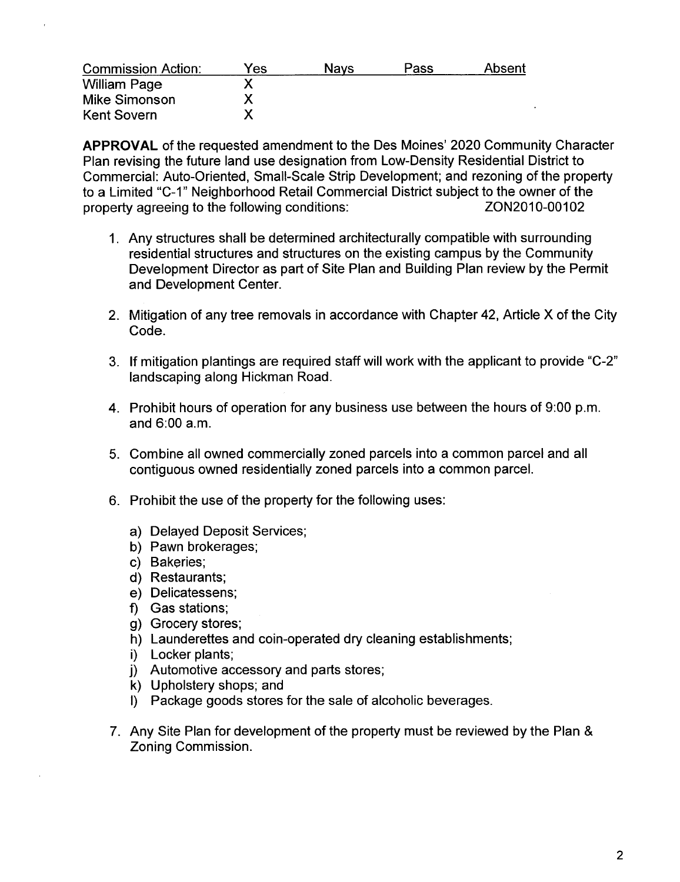| Commission Action: | Yes | Nays | Pass | Absent |
| --- | --- | --- | --- | --- |
| William Page | X | | | |
| Mike Simonson | X | | | |
| Kent Sovern | X | | | |

**APPROVAL** of the requested amendment to the Des Moines' 2020 Community Character Plan revising the future land use designation from Low-Density Residential District to Commercial: Auto-Oriented, Small-Scale Strip Development; and rezoning of the property to a Limited "C-1" Neighborhood Retail Commercial District subject to the owner of the property agreeing to the following conditions: ZON2010-00102

1. Any structures shall be determined architecturally compatible with surrounding residential structures and structures on the existing campus by the Community Development Director as part of Site Plan and Building Plan review by the Permit and Development Center.

2. Mitigation of any tree removals in accordance with Chapter 42, Article X of the City Code.

3. If mitigation plantings are required staff will work with the applicant to provide "C-2" landscaping along Hickman Road.

4. Prohibit hours of operation for any business use between the hours of 9:00 p.m. and 6:00 a.m.

5. Combine all owned commercially zoned parcels into a common parcel and all contiguous owned residentially zoned parcels into a common parcel.

6. Prohibit the use of the property for the following uses:

   a) Delayed Deposit Services;
   b) Pawn brokerages;
   c) Bakeries;
   d) Restaurants;
   e) Delicatessens;
   f) Gas stations;
   g) Grocery stores;
   h) Launderettes and coin-operated dry cleaning establishments;
   i) Locker plants;
   j) Automotive accessory and parts stores;
   k) Upholstery shops; and
   l) Package goods stores for the sale of alcoholic beverages.

7. Any Site Plan for development of the property must be reviewed by the Plan & Zoning Commission.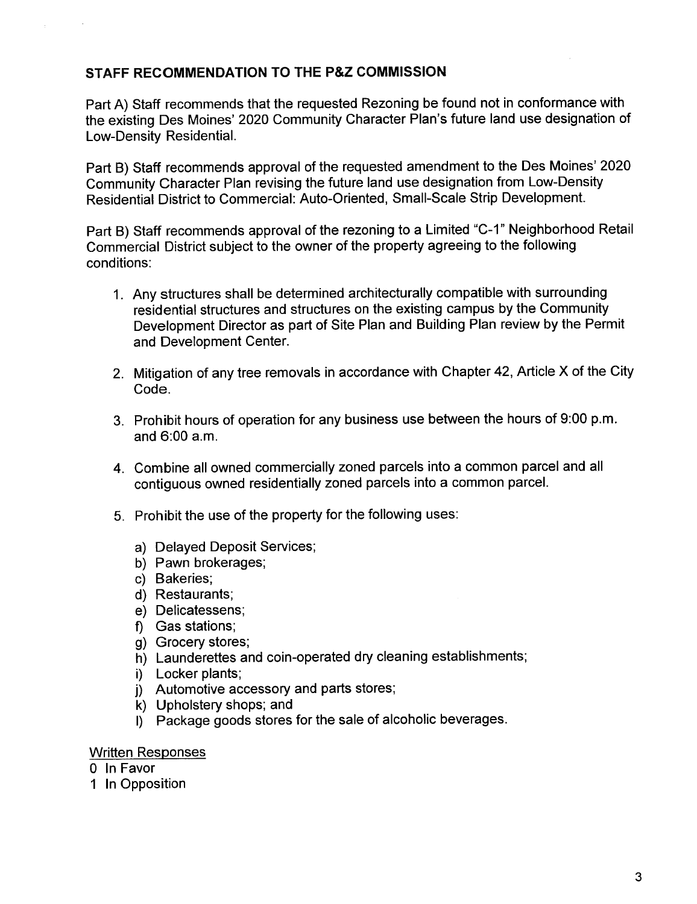## STAFF RECOMMENDATION TO THE P&Z COMMISSION

Part A) Staff recommends that the requested Rezoning be found not in conformance with the existing Des Moines' 2020 Community Character Plan's future land use designation of Low-Density Residential.

Part B) Staff recommends approval of the requested amendment to the Des Moines' 2020 Community Character Plan revising the future land use designation from Low-Density Residential District to Commercial: Auto-Oriented, Small-Scale Strip Development.

Part B) Staff recommends approval of the rezoning to a Limited "C-1" Neighborhood Retail Commercial District subject to the owner of the property agreeing to the following conditions:

1. Any structures shall be determined architecturally compatible with surrounding residential structures and structures on the existing campus by the Community Development Director as part of Site Plan and Building Plan review by the Permit and Development Center.
2. Mitigation of any tree removals in accordance with Chapter 42, Article X of the City Code.
3. Prohibit hours of operation for any business use between the hours of 9:00 p.m. and 6:00 a.m.
4. Combine all owned commercially zoned parcels into a common parcel and all contiguous owned residentially zoned parcels into a common parcel.
5. Prohibit the use of the property for the following uses:
   a) Delayed Deposit Services;
   b) Pawn brokerages;
   c) Bakeries;
   d) Restaurants;
   e) Delicatessens;
   f) Gas stations;
   g) Grocery stores;
   h) Launderettes and coin-operated dry cleaning establishments;
   i) Locker plants;
   j) Automotive accessory and parts stores;
   k) Upholstery shops; and
   l) Package goods stores for the sale of alcoholic beverages.

<u>Written Responses</u>
0 In Favor
1 In Opposition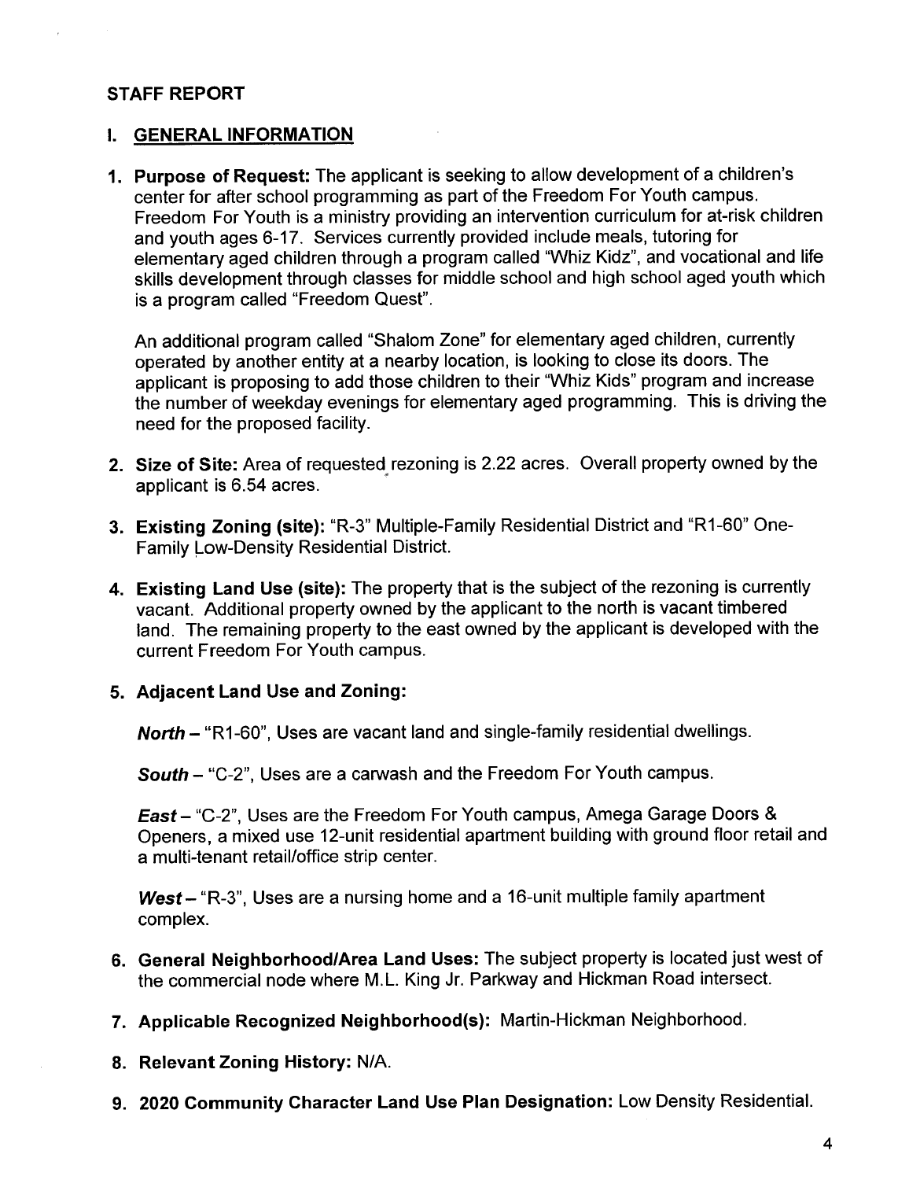## STAFF REPORT

### I. GENERAL INFORMATION

1. **Purpose of Request:** The applicant is seeking to allow development of a children's center for after school programming as part of the Freedom For Youth campus. Freedom For Youth is a ministry providing an intervention curriculum for at-risk children and youth ages 6-17. Services currently provided include meals, tutoring for elementary aged children through a program called "Whiz Kidz", and vocational and life skills development through classes for middle school and high school aged youth which is a program called "Freedom Quest".

   An additional program called "Shalom Zone" for elementary aged children, currently operated by another entity at a nearby location, is looking to close its doors. The applicant is proposing to add those children to their "Whiz Kids" program and increase the number of weekday evenings for elementary aged programming. This is driving the need for the proposed facility.

2. **Size of Site:** Area of requested rezoning is 2.22 acres. Overall property owned by the applicant is 6.54 acres.

3. **Existing Zoning (site):** "R-3" Multiple-Family Residential District and "R1-60" One-Family Low-Density Residential District.

4. **Existing Land Use (site):** The property that is the subject of the rezoning is currently vacant. Additional property owned by the applicant to the north is vacant timbered land. The remaining property to the east owned by the applicant is developed with the current Freedom For Youth campus.

5. **Adjacent Land Use and Zoning:**

   ***North*** – "R1-60", Uses are vacant land and single-family residential dwellings.

   ***South*** – "C-2", Uses are a carwash and the Freedom For Youth campus.

   ***East*** – "C-2", Uses are the Freedom For Youth campus, Amega Garage Doors & Openers, a mixed use 12-unit residential apartment building with ground floor retail and a multi-tenant retail/office strip center.

   ***West*** – "R-3", Uses are a nursing home and a 16-unit multiple family apartment complex.

6. **General Neighborhood/Area Land Uses:** The subject property is located just west of the commercial node where M.L. King Jr. Parkway and Hickman Road intersect.

7. **Applicable Recognized Neighborhood(s):** Martin-Hickman Neighborhood.

8. **Relevant Zoning History:** N/A.

9. **2020 Community Character Land Use Plan Designation:** Low Density Residential.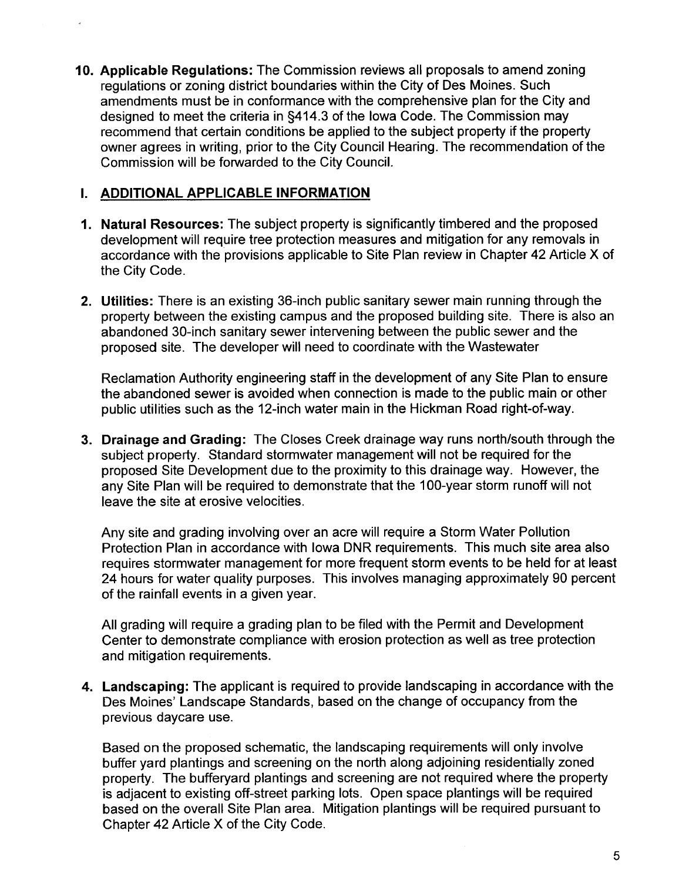10. **Applicable Regulations:** The Commission reviews all proposals to amend zoning regulations or zoning district boundaries within the City of Des Moines. Such amendments must be in conformance with the comprehensive plan for the City and designed to meet the criteria in §414.3 of the Iowa Code. The Commission may recommend that certain conditions be applied to the subject property if the property owner agrees in writing, prior to the City Council Hearing. The recommendation of the Commission will be forwarded to the City Council.

## I. ADDITIONAL APPLICABLE INFORMATION

1. **Natural Resources:** The subject property is significantly timbered and the proposed development will require tree protection measures and mitigation for any removals in accordance with the provisions applicable to Site Plan review in Chapter 42 Article X of the City Code.

2. **Utilities:** There is an existing 36-inch public sanitary sewer main running through the property between the existing campus and the proposed building site. There is also an abandoned 30-inch sanitary sewer intervening between the public sewer and the proposed site. The developer will need to coordinate with the Wastewater

   Reclamation Authority engineering staff in the development of any Site Plan to ensure the abandoned sewer is avoided when connection is made to the public main or other public utilities such as the 12-inch water main in the Hickman Road right-of-way.

3. **Drainage and Grading:** The Closes Creek drainage way runs north/south through the subject property. Standard stormwater management will not be required for the proposed Site Development due to the proximity to this drainage way. However, the any Site Plan will be required to demonstrate that the 100-year storm runoff will not leave the site at erosive velocities.

   Any site and grading involving over an acre will require a Storm Water Pollution Protection Plan in accordance with Iowa DNR requirements. This much site area also requires stormwater management for more frequent storm events to be held for at least 24 hours for water quality purposes. This involves managing approximately 90 percent of the rainfall events in a given year.

   All grading will require a grading plan to be filed with the Permit and Development Center to demonstrate compliance with erosion protection as well as tree protection and mitigation requirements.

4. **Landscaping:** The applicant is required to provide landscaping in accordance with the Des Moines' Landscape Standards, based on the change of occupancy from the previous daycare use.

   Based on the proposed schematic, the landscaping requirements will only involve buffer yard plantings and screening on the north along adjoining residentially zoned property. The bufferyard plantings and screening are not required where the property is adjacent to existing off-street parking lots. Open space plantings will be required based on the overall Site Plan area. Mitigation plantings will be required pursuant to Chapter 42 Article X of the City Code.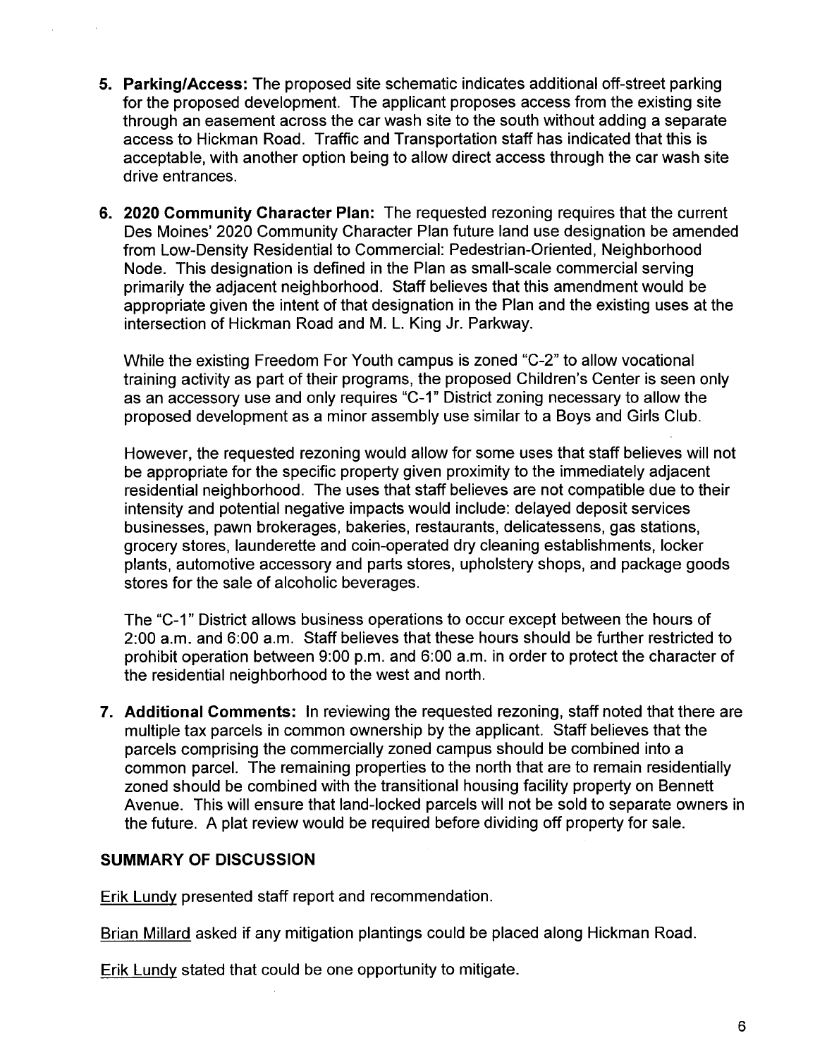5. **Parking/Access:** The proposed site schematic indicates additional off-street parking for the proposed development. The applicant proposes access from the existing site through an easement across the car wash site to the south without adding a separate access to Hickman Road. Traffic and Transportation staff has indicated that this is acceptable, with another option being to allow direct access through the car wash site drive entrances.

6. **2020 Community Character Plan:** The requested rezoning requires that the current Des Moines' 2020 Community Character Plan future land use designation be amended from Low-Density Residential to Commercial: Pedestrian-Oriented, Neighborhood Node. This designation is defined in the Plan as small-scale commercial serving primarily the adjacent neighborhood. Staff believes that this amendment would be appropriate given the intent of that designation in the Plan and the existing uses at the intersection of Hickman Road and M. L. King Jr. Parkway.

   While the existing Freedom For Youth campus is zoned "C-2" to allow vocational training activity as part of their programs, the proposed Children's Center is seen only as an accessory use and only requires "C-1" District zoning necessary to allow the proposed development as a minor assembly use similar to a Boys and Girls Club.

   However, the requested rezoning would allow for some uses that staff believes will not be appropriate for the specific property given proximity to the immediately adjacent residential neighborhood. The uses that staff believes are not compatible due to their intensity and potential negative impacts would include: delayed deposit services businesses, pawn brokerages, bakeries, restaurants, delicatessens, gas stations, grocery stores, launderette and coin-operated dry cleaning establishments, locker plants, automotive accessory and parts stores, upholstery shops, and package goods stores for the sale of alcoholic beverages.

   The "C-1" District allows business operations to occur except between the hours of 2:00 a.m. and 6:00 a.m. Staff believes that these hours should be further restricted to prohibit operation between 9:00 p.m. and 6:00 a.m. in order to protect the character of the residential neighborhood to the west and north.

7. **Additional Comments:** In reviewing the requested rezoning, staff noted that there are multiple tax parcels in common ownership by the applicant. Staff believes that the parcels comprising the commercially zoned campus should be combined into a common parcel. The remaining properties to the north that are to remain residentially zoned should be combined with the transitional housing facility property on Bennett Avenue. This will ensure that land-locked parcels will not be sold to separate owners in the future. A plat review would be required before dividing off property for sale.

## SUMMARY OF DISCUSSION

Erik Lundy presented staff report and recommendation.

Brian Millard asked if any mitigation plantings could be placed along Hickman Road.

Erik Lundy stated that could be one opportunity to mitigate.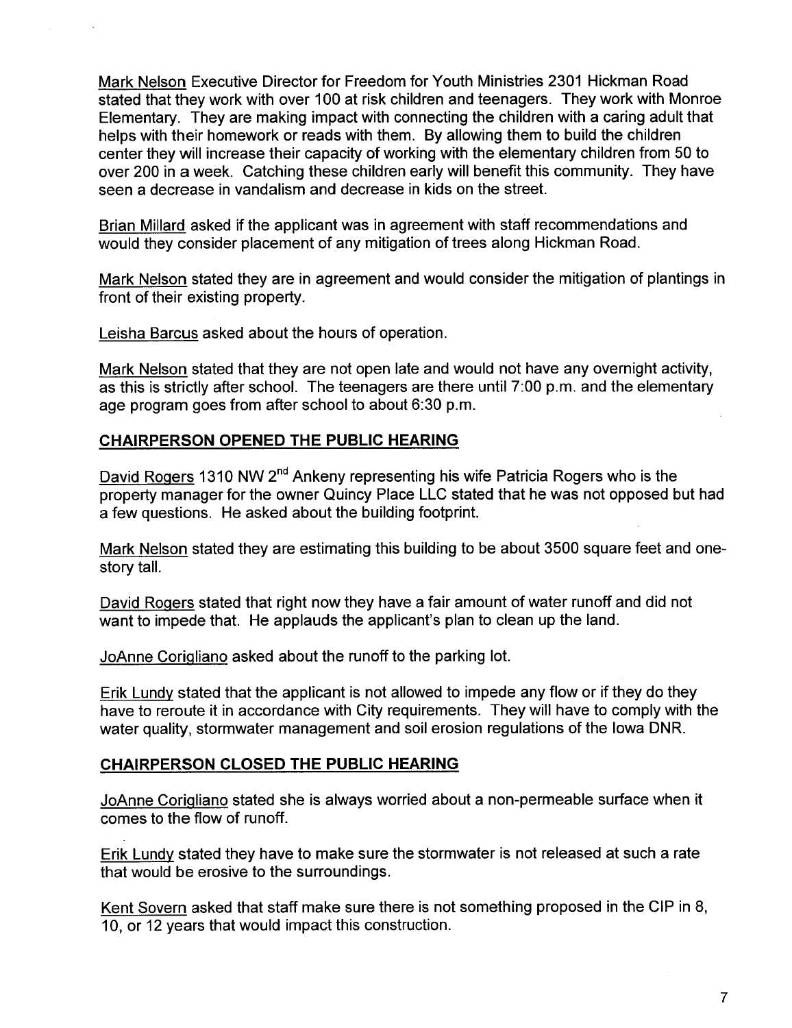Mark Nelson Executive Director for Freedom for Youth Ministries 2301 Hickman Road stated that they work with over 100 at risk children and teenagers. They work with Monroe Elementary. They are making impact with connecting the children with a caring adult that helps with their homework or reads with them. By allowing them to build the children center they will increase their capacity of working with the elementary children from 50 to over 200 in a week. Catching these children early will benefit this community. They have seen a decrease in vandalism and decrease in kids on the street.

Brian Millard asked if the applicant was in agreement with staff recommendations and would they consider placement of any mitigation of trees along Hickman Road.

Mark Nelson stated they are in agreement and would consider the mitigation of plantings in front of their existing property.

Leisha Barcus asked about the hours of operation.

Mark Nelson stated that they are not open late and would not have any overnight activity, as this is strictly after school. The teenagers are there until 7:00 p.m. and the elementary age program goes from after school to about 6:30 p.m.

**CHAIRPERSON OPENED THE PUBLIC HEARING**

David Rogers 1310 NW 2nd Ankeny representing his wife Patricia Rogers who is the property manager for the owner Quincy Place LLC stated that he was not opposed but had a few questions. He asked about the building footprint.

Mark Nelson stated they are estimating this building to be about 3500 square feet and one-story tall.

David Rogers stated that right now they have a fair amount of water runoff and did not want to impede that. He applauds the applicant's plan to clean up the land.

JoAnne Corigliano asked about the runoff to the parking lot.

Erik Lundy stated that the applicant is not allowed to impede any flow or if they do they have to reroute it in accordance with City requirements. They will have to comply with the water quality, stormwater management and soil erosion regulations of the Iowa DNR.

**CHAIRPERSON CLOSED THE PUBLIC HEARING**

JoAnne Corigliano stated she is always worried about a non-permeable surface when it comes to the flow of runoff.

Erik Lundy stated they have to make sure the stormwater is not released at such a rate that would be erosive to the surroundings.

Kent Sovern asked that staff make sure there is not something proposed in the CIP in 8, 10, or 12 years that would impact this construction.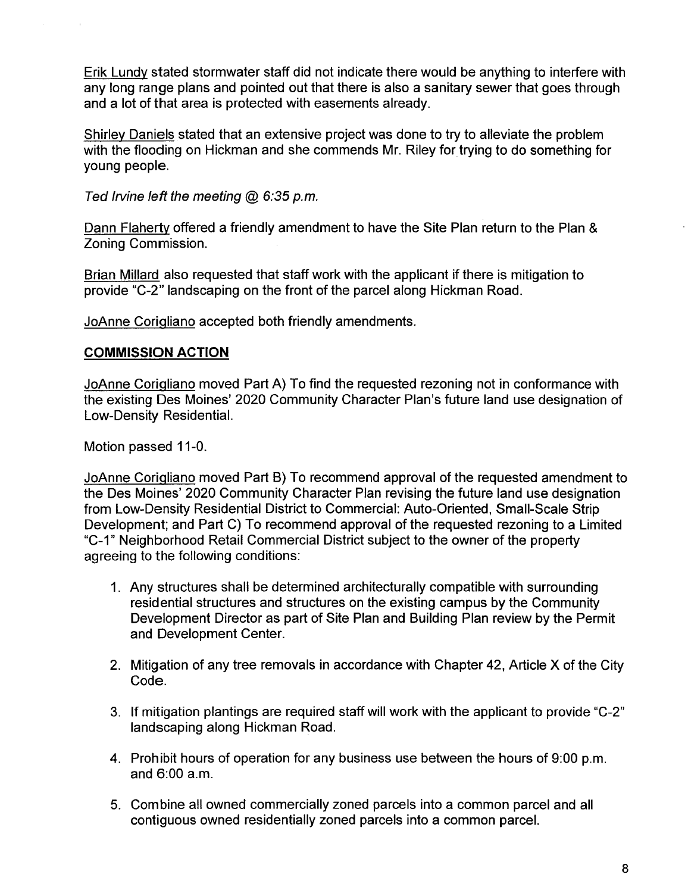Erik Lundy stated stormwater staff did not indicate there would be anything to interfere with any long range plans and pointed out that there is also a sanitary sewer that goes through and a lot of that area is protected with easements already.

Shirley Daniels stated that an extensive project was done to try to alleviate the problem with the flooding on Hickman and she commends Mr. Riley for trying to do something for young people.

*Ted Irvine left the meeting @ 6:35 p.m.*

Dann Flaherty offered a friendly amendment to have the Site Plan return to the Plan & Zoning Commission.

Brian Millard also requested that staff work with the applicant if there is mitigation to provide "C-2" landscaping on the front of the parcel along Hickman Road.

JoAnne Corigliano accepted both friendly amendments.

## COMMISSION ACTION

JoAnne Corigliano moved Part A) To find the requested rezoning not in conformance with the existing Des Moines' 2020 Community Character Plan's future land use designation of Low-Density Residential.

Motion passed 11-0.

JoAnne Corigliano moved Part B) To recommend approval of the requested amendment to the Des Moines' 2020 Community Character Plan revising the future land use designation from Low-Density Residential District to Commercial: Auto-Oriented, Small-Scale Strip Development; and Part C) To recommend approval of the requested rezoning to a Limited "C-1" Neighborhood Retail Commercial District subject to the owner of the property agreeing to the following conditions:

1. Any structures shall be determined architecturally compatible with surrounding residential structures and structures on the existing campus by the Community Development Director as part of Site Plan and Building Plan review by the Permit and Development Center.
2. Mitigation of any tree removals in accordance with Chapter 42, Article X of the City Code.
3. If mitigation plantings are required staff will work with the applicant to provide "C-2" landscaping along Hickman Road.
4. Prohibit hours of operation for any business use between the hours of 9:00 p.m. and 6:00 a.m.
5. Combine all owned commercially zoned parcels into a common parcel and all contiguous owned residentially zoned parcels into a common parcel.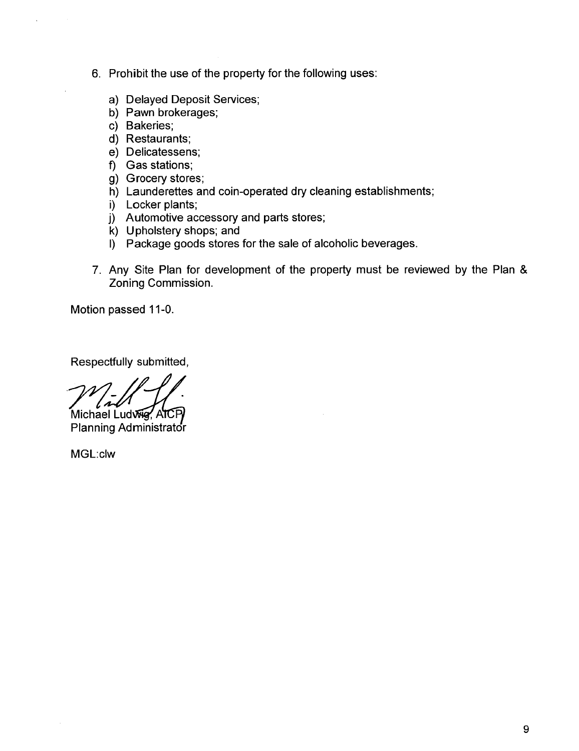6. Prohibit the use of the property for the following uses:

   a) Delayed Deposit Services;
   b) Pawn brokerages;
   c) Bakeries;
   d) Restaurants;
   e) Delicatessens;
   f) Gas stations;
   g) Grocery stores;
   h) Launderettes and coin-operated dry cleaning establishments;
   i) Locker plants;
   j) Automotive accessory and parts stores;
   k) Upholstery shops; and
   l) Package goods stores for the sale of alcoholic beverages.

7. Any Site Plan for development of the property must be reviewed by the Plan & Zoning Commission.

Motion passed 11-0.

Respectfully submitted,

Michael Ludwig, AICP
Planning Administrator

MGL:clw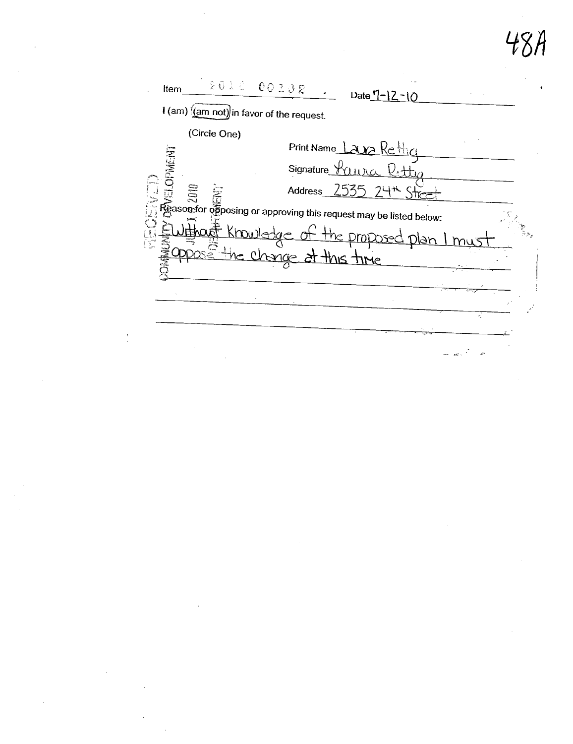48A

Item 2010 00202 Date 7-12-10

I (am) (am not) in favor of the request.

(Circle One)

Print Name Laura Rettig

Signature Laura Rettig

Address 2535 24th Street

RECEIVED
COMMUNITY DEVELOPMENT
JUL 13 2010
DEPARTMENT

Reason for opposing or approving this request may be listed below:

Without Knowledge of the proposed plan I must oppose the change at this time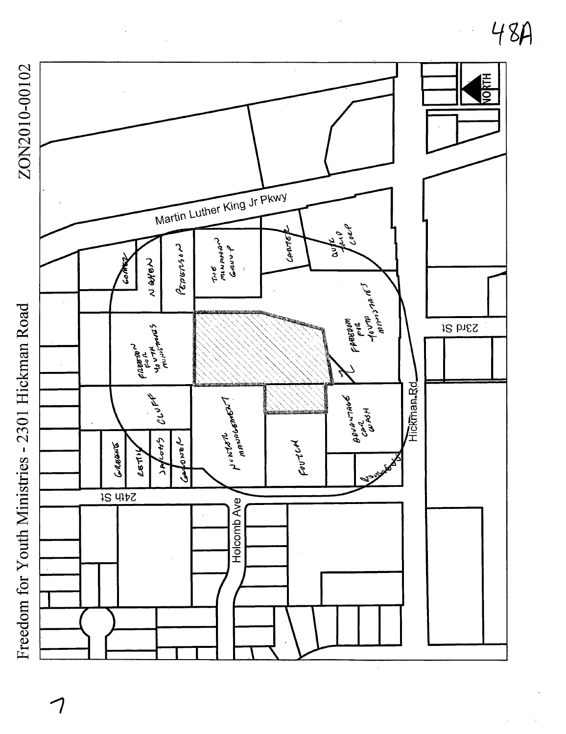48A

# Freedom for Youth Ministries - 2301 Hickman Road

ZON2010-00102

NORTH

Martin Luther King Jr Pkwy

Hickman Rd

23rd St

24th St

Holcomb Ave

GOMEZ

NGUYEN

PETERSON

THE MINAHAN GROUP

CARTER

QUIK AID CORP

FREEDOM FOR YOUTH MINISTRIES

FREEDOM FOR YOUTH MINISTRIES

CLUFF

HUNTER MANAGEMENT

FRUZCA

ADVANTAGE CAR WASH

GREENE

RETIG

SALCIUS

GARDNER

7